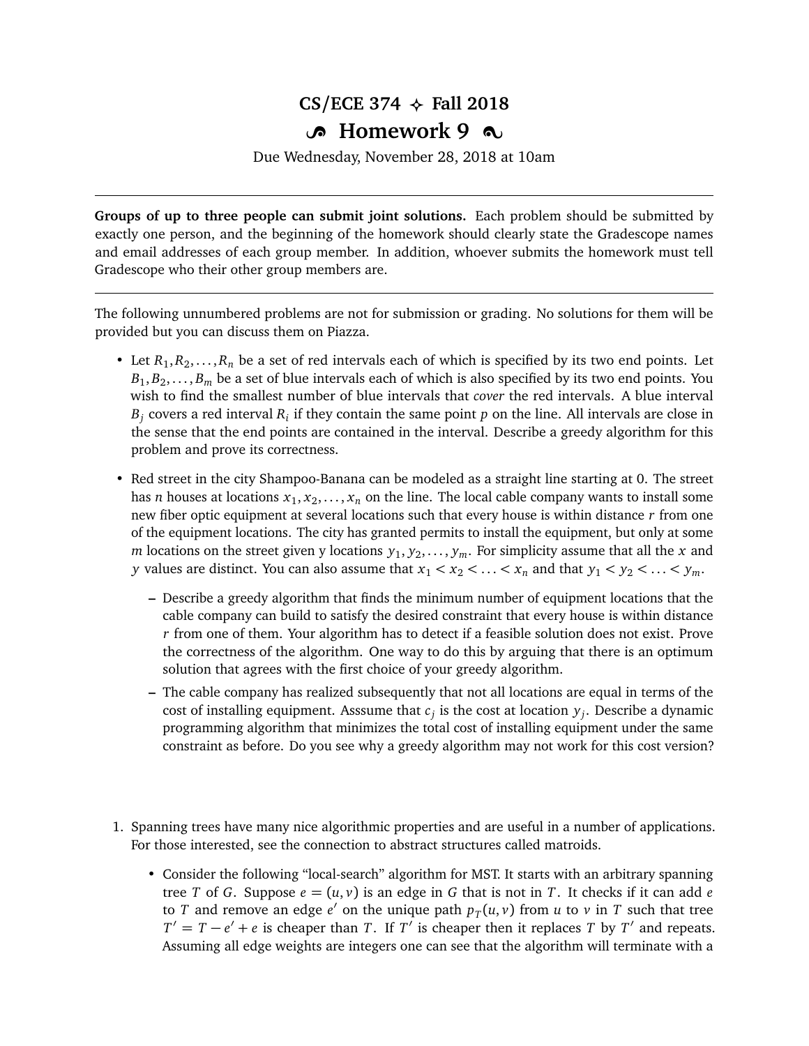# CS/ECE 374 ✧ Fall 2018

## ∽ Homework 9 ∾

Due Wednesday, November 28, 2018 at 10am

---

**Groups of up to three people can submit joint solutions.** Each problem should be submitted by exactly one person, and the beginning of the homework should clearly state the Gradescope names and email addresses of each group member. In addition, whoever submits the homework must tell Gradescope who their other group members are.

---

The following unnumbered problems are not for submission or grading. No solutions for them will be provided but you can discuss them on Piazza.

- Let $R_1, R_2, \ldots, R_n$ be a set of red intervals each of which is specified by its two end points. Let $B_1, B_2, \ldots, B_m$ be a set of blue intervals each of which is also specified by its two end points. You wish to find the smallest number of blue intervals that *cover* the red intervals. A blue interval $B_j$ covers a red interval $R_i$ if they contain the same point $p$ on the line. All intervals are close in the sense that the end points are contained in the interval. Describe a greedy algorithm for this problem and prove its correctness.

- Red street in the city Shampoo-Banana can be modeled as a straight line starting at 0. The street has $n$ houses at locations $x_1, x_2, \ldots, x_n$ on the line. The local cable company wants to install some new fiber optic equipment at several locations such that every house is within distance $r$ from one of the equipment locations. The city has granted permits to install the equipment, but only at some $m$ locations on the street given y locations $y_1, y_2, \ldots, y_m$. For simplicity assume that all the $x$ and $y$ values are distinct. You can also assume that $x_1 < x_2 < \ldots < x_n$ and that $y_1 < y_2 < \ldots < y_m$.

  - Describe a greedy algorithm that finds the minimum number of equipment locations that the cable company can build to satisfy the desired constraint that every house is within distance $r$ from one of them. Your algorithm has to detect if a feasible solution does not exist. Prove the correctness of the algorithm. One way to do this by arguing that there is an optimum solution that agrees with the first choice of your greedy algorithm.
  - The cable company has realized subsequently that not all locations are equal in terms of the cost of installing equipment. Asssume that $c_j$ is the cost at location $y_j$. Describe a dynamic programming algorithm that minimizes the total cost of installing equipment under the same constraint as before. Do you see why a greedy algorithm may not work for this cost version?

1. Spanning trees have many nice algorithmic properties and are useful in a number of applications. For those interested, see the connection to abstract structures called matroids.

   - Consider the following "local-search" algorithm for MST. It starts with an arbitrary spanning tree $T$ of $G$. Suppose $e = (u, v)$ is an edge in $G$ that is not in $T$. It checks if it can add $e$ to $T$ and remove an edge $e'$ on the unique path $p_T(u, v)$ from $u$ to $v$ in $T$ such that tree $T' = T - e' + e$ is cheaper than $T$. If $T'$ is cheaper then it replaces $T$ by $T'$ and repeats. Assuming all edge weights are integers one can see that the algorithm will terminate with a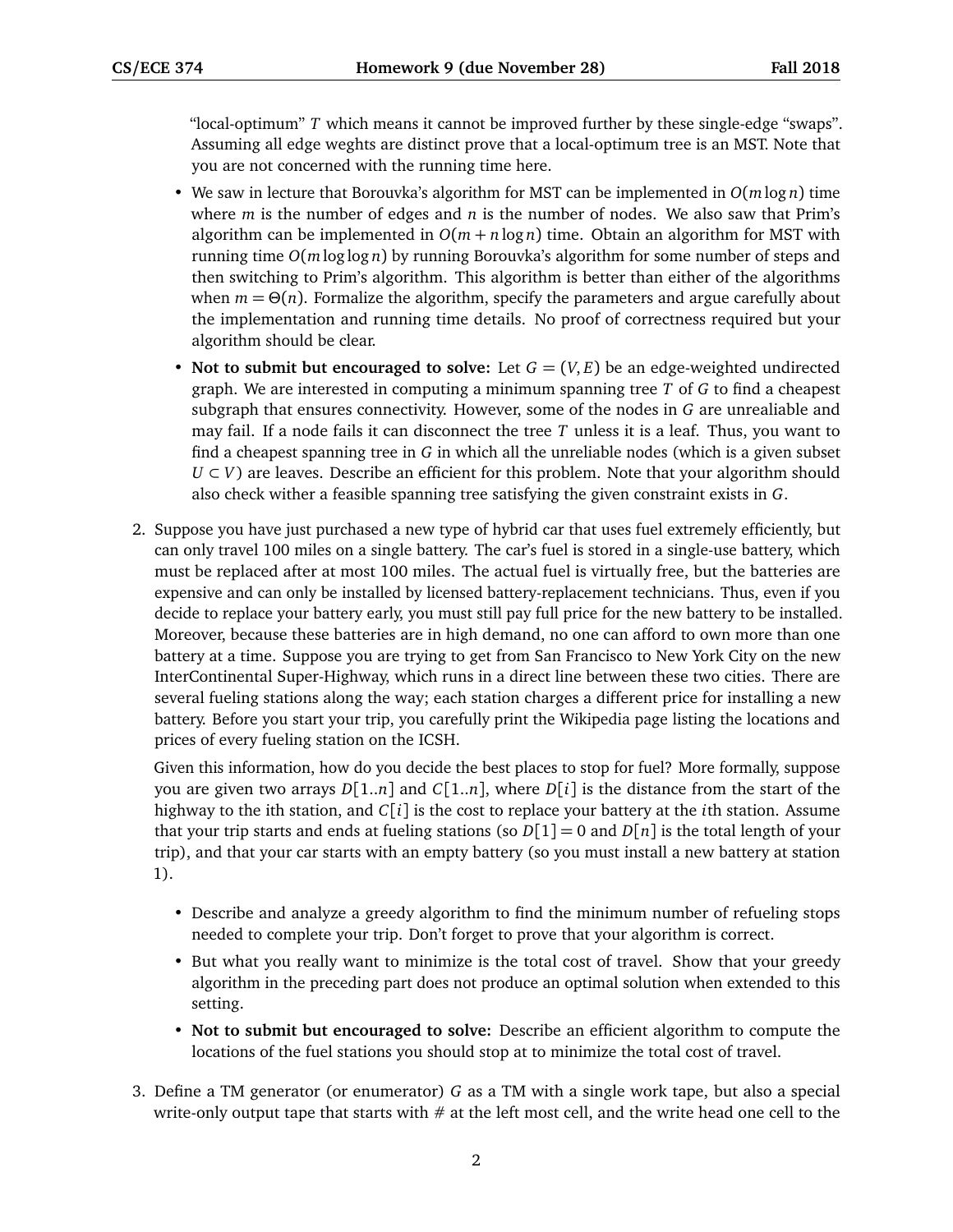"local-optimum" $T$ which means it cannot be improved further by these single-edge "swaps". Assuming all edge weghts are distinct prove that a local-optimum tree is an MST. Note that you are not concerned with the running time here.

- We saw in lecture that Borouvka's algorithm for MST can be implemented in $O(m \log n)$ time where $m$ is the number of edges and $n$ is the number of nodes. We also saw that Prim's algorithm can be implemented in $O(m + n \log n)$ time. Obtain an algorithm for MST with running time $O(m \log \log n)$ by running Borouvka's algorithm for some number of steps and then switching to Prim's algorithm. This algorithm is better than either of the algorithms when $m = \Theta(n)$. Formalize the algorithm, specify the parameters and argue carefully about the implementation and running time details. No proof of correctness required but your algorithm should be clear.
- **Not to submit but encouraged to solve:** Let $G = (V, E)$ be an edge-weighted undirected graph. We are interested in computing a minimum spanning tree $T$ of $G$ to find a cheapest subgraph that ensures connectivity. However, some of the nodes in $G$ are unrealiable and may fail. If a node fails it can disconnect the tree $T$ unless it is a leaf. Thus, you want to find a cheapest spanning tree in $G$ in which all the unreliable nodes (which is a given subset $U \subset V$) are leaves. Describe an efficient for this problem. Note that your algorithm should also check wither a feasible spanning tree satisfying the given constraint exists in $G$.

2. Suppose you have just purchased a new type of hybrid car that uses fuel extremely efficiently, but can only travel 100 miles on a single battery. The car's fuel is stored in a single-use battery, which must be replaced after at most 100 miles. The actual fuel is virtually free, but the batteries are expensive and can only be installed by licensed battery-replacement technicians. Thus, even if you decide to replace your battery early, you must still pay full price for the new battery to be installed. Moreover, because these batteries are in high demand, no one can afford to own more than one battery at a time. Suppose you are trying to get from San Francisco to New York City on the new InterContinental Super-Highway, which runs in a direct line between these two cities. There are several fueling stations along the way; each station charges a different price for installing a new battery. Before you start your trip, you carefully print the Wikipedia page listing the locations and prices of every fueling station on the ICSH.

   Given this information, how do you decide the best places to stop for fuel? More formally, suppose you are given two arrays $D[1..n]$ and $C[1..n]$, where $D[i]$ is the distance from the start of the highway to the ith station, and $C[i]$ is the cost to replace your battery at the $i$th station. Assume that your trip starts and ends at fueling stations (so $D[1] = 0$ and $D[n]$ is the total length of your trip), and that your car starts with an empty battery (so you must install a new battery at station 1).

   - Describe and analyze a greedy algorithm to find the minimum number of refueling stops needed to complete your trip. Don't forget to prove that your algorithm is correct.
   - But what you really want to minimize is the total cost of travel. Show that your greedy algorithm in the preceding part does not produce an optimal solution when extended to this setting.
   - **Not to submit but encouraged to solve:** Describe an efficient algorithm to compute the locations of the fuel stations you should stop at to minimize the total cost of travel.

3. Define a TM generator (or enumerator) $G$ as a TM with a single work tape, but also a special write-only output tape that starts with # at the left most cell, and the write head one cell to the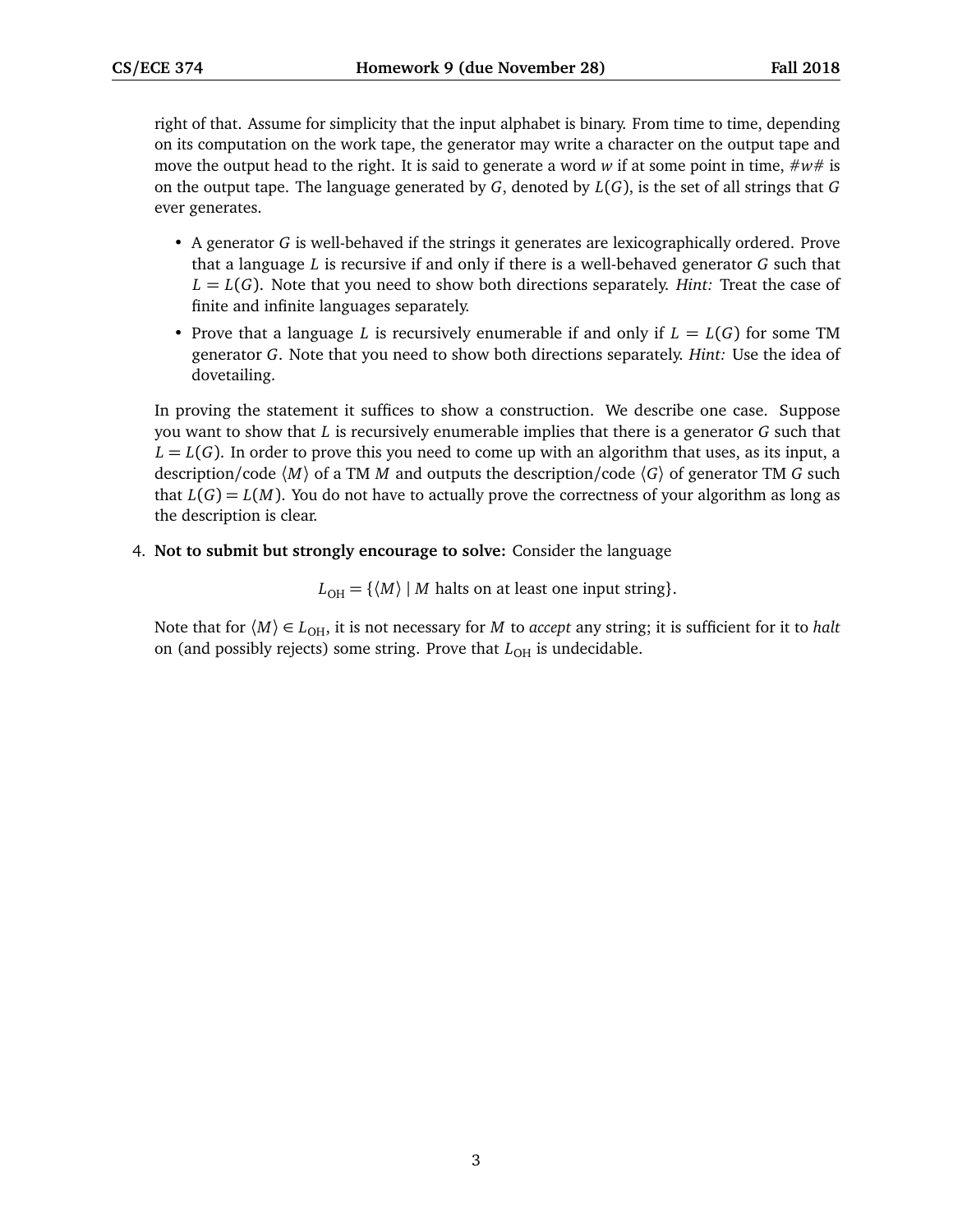right of that. Assume for simplicity that the input alphabet is binary. From time to time, depending on its computation on the work tape, the generator may write a character on the output tape and move the output head to the right. It is said to generate a word $w$ if at some point in time, $\#w\#$ is on the output tape. The language generated by $G$, denoted by $L(G)$, is the set of all strings that $G$ ever generates.

- A generator $G$ is well-behaved if the strings it generates are lexicographically ordered. Prove that a language $L$ is recursive if and only if there is a well-behaved generator $G$ such that $L = L(G)$. Note that you need to show both directions separately. *Hint:* Treat the case of finite and infinite languages separately.
- Prove that a language $L$ is recursively enumerable if and only if $L = L(G)$ for some TM generator $G$. Note that you need to show both directions separately. *Hint:* Use the idea of dovetailing.

In proving the statement it suffices to show a construction. We describe one case. Suppose you want to show that $L$ is recursively enumerable implies that there is a generator $G$ such that $L = L(G)$. In order to prove this you need to come up with an algorithm that uses, as its input, a description/code $\langle M \rangle$ of a TM $M$ and outputs the description/code $\langle G \rangle$ of generator TM $G$ such that $L(G) = L(M)$. You do not have to actually prove the correctness of your algorithm as long as the description is clear.

4. **Not to submit but strongly encourage to solve:** Consider the language

$$L_{\text{OH}} = \{\langle M \rangle \mid M \text{ halts on at least one input string}\}.$$

Note that for $\langle M \rangle \in L_{\text{OH}}$, it is not necessary for $M$ to *accept* any string; it is sufficient for it to *halt* on (and possibly rejects) some string. Prove that $L_{\text{OH}}$ is undecidable.